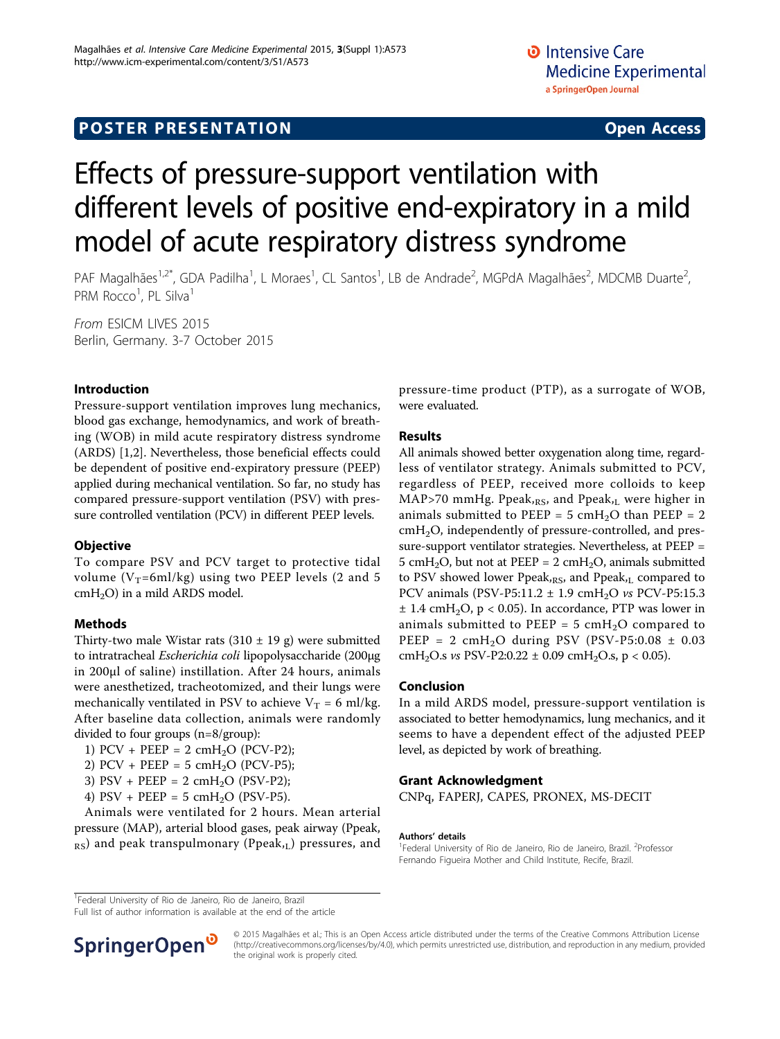POSTER PRESENTATION **Open Access**

# Effects of pressure-support ventilation with different levels of positive end-expiratory in a mild model of acute respiratory distress syndrome

PAF Magalhães[1,2*], GDA Padilha[1], L Moraes[1], CL Santos[1], LB de Andrade[2], MGPdA Magalhães[2], MDCMB Duarte[2], PRM Rocco[1], PL Silva[1]

*From* ESICM LIVES 2015
Berlin, Germany. 3-7 October 2015

## Introduction

Pressure-support ventilation improves lung mechanics, blood gas exchange, hemodynamics, and work of breathing (WOB) in mild acute respiratory distress syndrome (ARDS) [1,2]. Nevertheless, those beneficial effects could be dependent of positive end-expiratory pressure (PEEP) applied during mechanical ventilation. So far, no study has compared pressure-support ventilation (PSV) with pressure controlled ventilation (PCV) in different PEEP levels.

## Objective

To compare PSV and PCV target to protective tidal volume ($V_T$=6ml/kg) using two PEEP levels (2 and 5 $cmH_2O$) in a mild ARDS model.

## Methods

Thirty-two male Wistar rats (310 ± 19 g) were submitted to intratracheal *Escherichia coli* lipopolysaccharide (200μg in 200μl of saline) instillation. After 24 hours, animals were anesthetized, tracheotomized, and their lungs were mechanically ventilated in PSV to achieve $V_T$ = 6 ml/kg. After baseline data collection, animals were randomly divided to four groups (n=8/group):

1) PCV + PEEP = 2 $cmH_2O$ (PCV-P2);
2) PCV + PEEP = 5 $cmH_2O$ (PCV-P5);
3) PSV + PEEP = 2 $cmH_2O$ (PSV-P2);
4) PSV + PEEP = 5 $cmH_2O$ (PSV-P5).

Animals were ventilated for 2 hours. Mean arterial pressure (MAP), arterial blood gases, peak airway ($Ppeak,_{RS}$) and peak transpulmonary ($Ppeak,_{L}$) pressures, and pressure-time product (PTP), as a surrogate of WOB, were evaluated.

## Results

All animals showed better oxygenation along time, regardless of ventilator strategy. Animals submitted to PCV, regardless of PEEP, received more colloids to keep MAP>70 mmHg. $Ppeak,_{RS}$, and $Ppeak,_{L}$ were higher in animals submitted to PEEP = 5 $cmH_2O$ than PEEP = 2 $cmH_2O$, independently of pressure-controlled, and pressure-support ventilator strategies. Nevertheless, at PEEP = 5 $cmH_2O$, but not at PEEP = 2 $cmH_2O$, animals submitted to PSV showed lower $Ppeak,_{RS}$, and $Ppeak,_{L}$ compared to PCV animals (PSV-P5:11.2 ± 1.9 $cmH_2O$ *vs* PCV-P5:15.3 ± 1.4 $cmH_2O$, $p < 0.05$). In accordance, PTP was lower in animals submitted to PEEP = 5 $cmH_2O$ compared to PEEP = 2 $cmH_2O$ during PSV (PSV-P5:0.08 ± 0.03 $cmH_2O$.s *vs* PSV-P2:0.22 ± 0.09 $cmH_2O$.s, $p < 0.05$).

## Conclusion

In a mild ARDS model, pressure-support ventilation is associated to better hemodynamics, lung mechanics, and it seems to have a dependent effect of the adjusted PEEP level, as depicted by work of breathing.

## Grant Acknowledgment

CNPq, FAPERJ, CAPES, PRONEX, MS-DECIT

**Authors' details**
[1]Federal University of Rio de Janeiro, Rio de Janeiro, Brazil. [2]Professor Fernando Figueira Mother and Child Institute, Recife, Brazil.

[1]Federal University of Rio de Janeiro, Rio de Janeiro, Brazil
Full list of author information is available at the end of the article

© 2015 Magalhães et al.; This is an Open Access article distributed under the terms of the Creative Commons Attribution License (http://creativecommons.org/licenses/by/4.0), which permits unrestricted use, distribution, and reproduction in any medium, provided the original work is properly cited.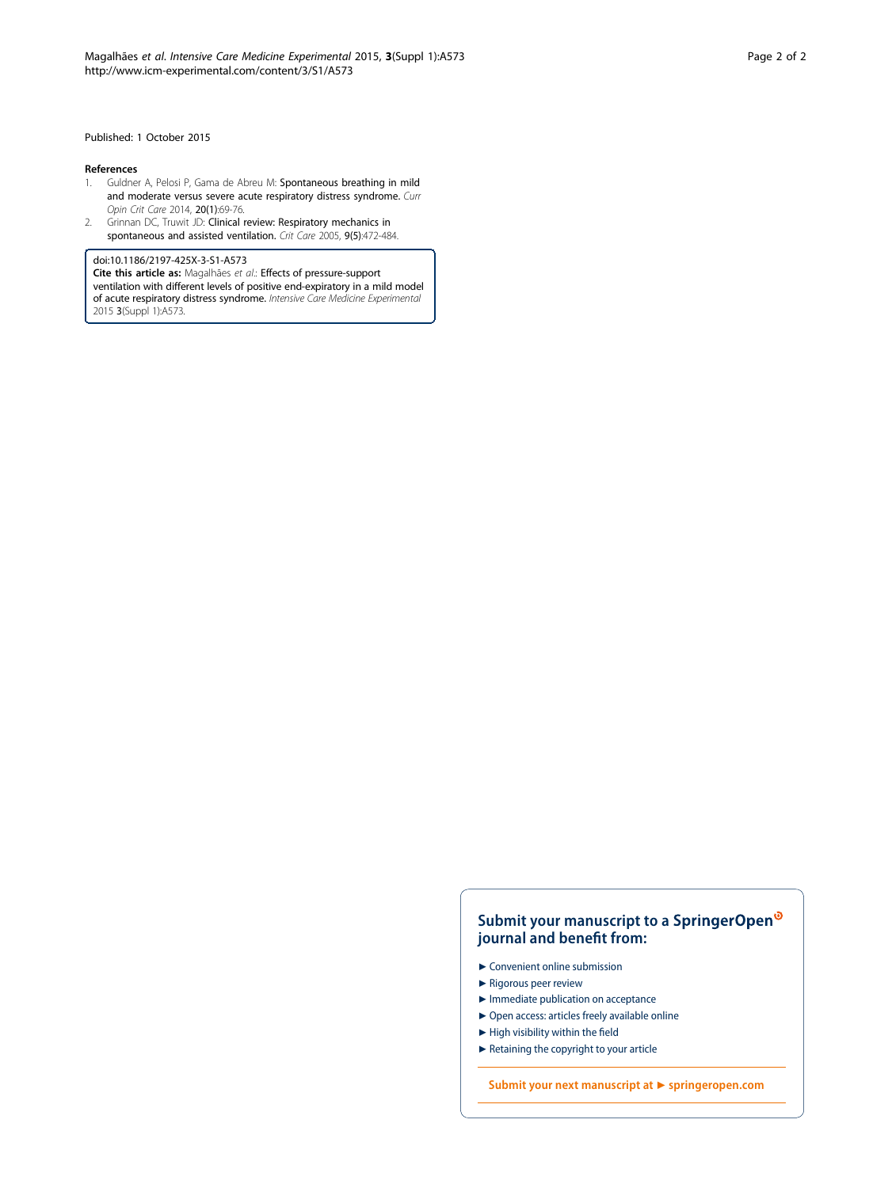Published: 1 October 2015

#### References

1. Guldner A, Pelosi P, Gama de Abreu M: **Spontaneous breathing in mild and moderate versus severe acute respiratory distress syndrome.** *Curr Opin Crit Care* 2014, **20(1)**:69-76.
2. Grinnan DC, Truwit JD: **Clinical review: Respiratory mechanics in spontaneous and assisted ventilation.** *Crit Care* 2005, **9(5)**:472-484.

doi:10.1186/2197-425X-3-S1-A573

**Cite this article as:** Magalhães *et al.*: Effects of pressure-support ventilation with different levels of positive end-expiratory in a mild model of acute respiratory distress syndrome. *Intensive Care Medicine Experimental* 2015 **3**(Suppl 1):A573.

**Submit your manuscript to a SpringerOpen journal and benefit from:**

- ► Convenient online submission
- ► Rigorous peer review
- ► Immediate publication on acceptance
- ► Open access: articles freely available online
- ► High visibility within the field
- ► Retaining the copyright to your article

**Submit your next manuscript at ► springeropen.com**